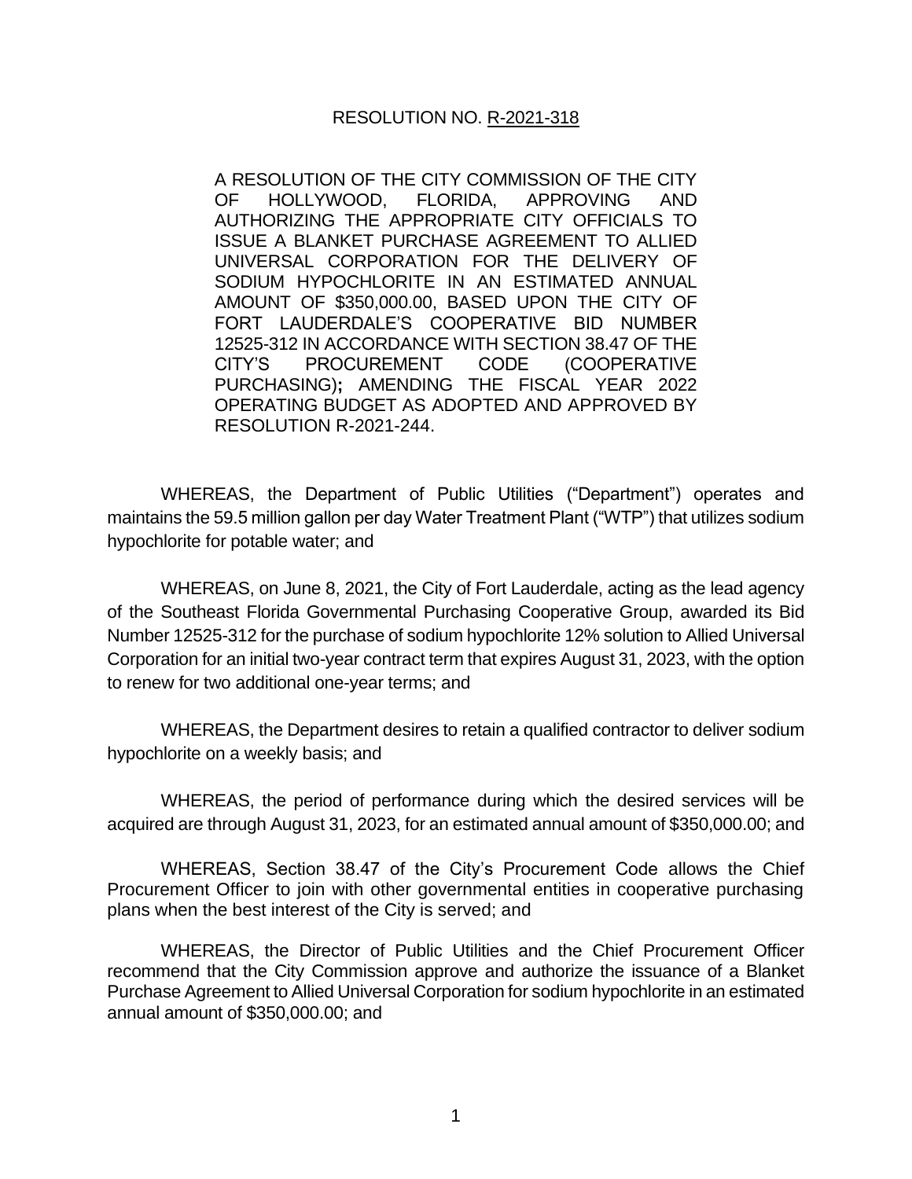RESOLUTION NO. R-2021-318

A RESOLUTION OF THE CITY COMMISSION OF THE CITY OF HOLLYWOOD, FLORIDA, APPROVING AND AUTHORIZING THE APPROPRIATE CITY OFFICIALS TO ISSUE A BLANKET PURCHASE AGREEMENT TO ALLIED UNIVERSAL CORPORATION FOR THE DELIVERY OF SODIUM HYPOCHLORITE IN AN ESTIMATED ANNUAL AMOUNT OF $350,000.00, BASED UPON THE CITY OF FORT LAUDERDALE'S COOPERATIVE BID NUMBER 12525-312 IN ACCORDANCE WITH SECTION 38.47 OF THE CITY'S PROCUREMENT CODE (COOPERATIVE PURCHASING)**;** AMENDING THE FISCAL YEAR 2022 OPERATING BUDGET AS ADOPTED AND APPROVED BY RESOLUTION R-2021-244.

WHEREAS, the Department of Public Utilities ("Department") operates and maintains the 59.5 million gallon per day Water Treatment Plant ("WTP") that utilizes sodium hypochlorite for potable water; and

WHEREAS, on June 8, 2021, the City of Fort Lauderdale, acting as the lead agency of the Southeast Florida Governmental Purchasing Cooperative Group, awarded its Bid Number 12525-312 for the purchase of sodium hypochlorite 12% solution to Allied Universal Corporation for an initial two-year contract term that expires August 31, 2023, with the option to renew for two additional one-year terms; and

WHEREAS, the Department desires to retain a qualified contractor to deliver sodium hypochlorite on a weekly basis; and

WHEREAS, the period of performance during which the desired services will be acquired are through August 31, 2023, for an estimated annual amount of $350,000.00; and

WHEREAS, Section 38.47 of the City's Procurement Code allows the Chief Procurement Officer to join with other governmental entities in cooperative purchasing plans when the best interest of the City is served; and

WHEREAS, the Director of Public Utilities and the Chief Procurement Officer recommend that the City Commission approve and authorize the issuance of a Blanket Purchase Agreement to Allied Universal Corporation for sodium hypochlorite in an estimated annual amount of $350,000.00; and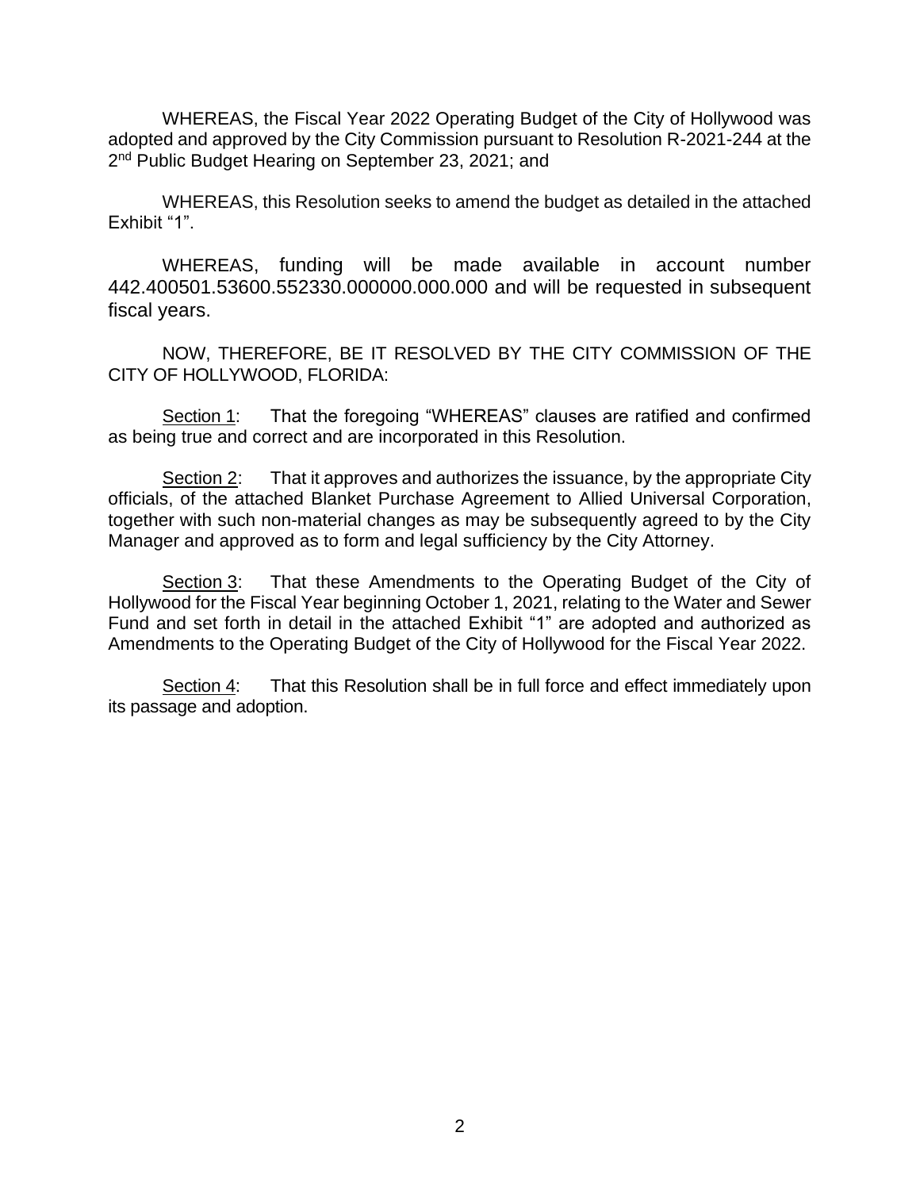WHEREAS, the Fiscal Year 2022 Operating Budget of the City of Hollywood was adopted and approved by the City Commission pursuant to Resolution R-2021-244 at the 2nd Public Budget Hearing on September 23, 2021; and

WHEREAS, this Resolution seeks to amend the budget as detailed in the attached Exhibit "1".

WHEREAS, funding will be made available in account number 442.400501.53600.552330.000000.000.000 and will be requested in subsequent fiscal years.

NOW, THEREFORE, BE IT RESOLVED BY THE CITY COMMISSION OF THE CITY OF HOLLYWOOD, FLORIDA:

Section 1: That the foregoing "WHEREAS" clauses are ratified and confirmed as being true and correct and are incorporated in this Resolution.

Section 2: That it approves and authorizes the issuance, by the appropriate City officials, of the attached Blanket Purchase Agreement to Allied Universal Corporation, together with such non-material changes as may be subsequently agreed to by the City Manager and approved as to form and legal sufficiency by the City Attorney.

Section 3: That these Amendments to the Operating Budget of the City of Hollywood for the Fiscal Year beginning October 1, 2021, relating to the Water and Sewer Fund and set forth in detail in the attached Exhibit "1" are adopted and authorized as Amendments to the Operating Budget of the City of Hollywood for the Fiscal Year 2022.

Section 4: That this Resolution shall be in full force and effect immediately upon its passage and adoption.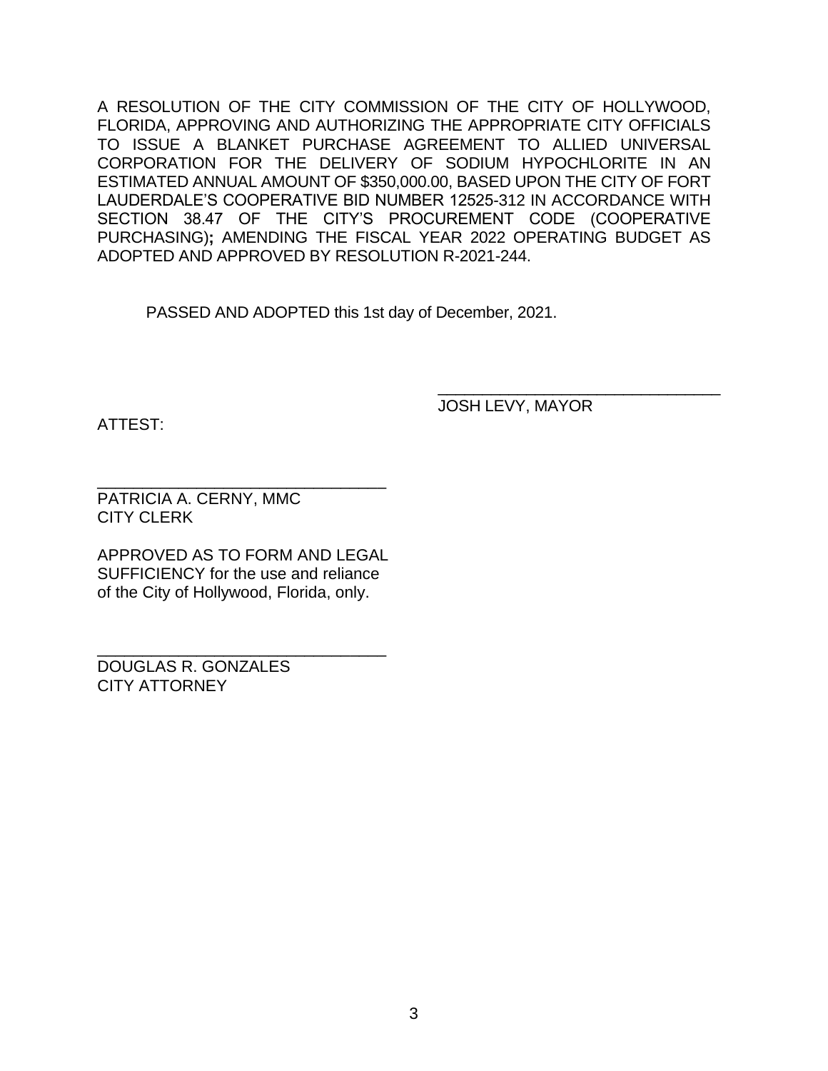A RESOLUTION OF THE CITY COMMISSION OF THE CITY OF HOLLYWOOD, FLORIDA, APPROVING AND AUTHORIZING THE APPROPRIATE CITY OFFICIALS TO ISSUE A BLANKET PURCHASE AGREEMENT TO ALLIED UNIVERSAL CORPORATION FOR THE DELIVERY OF SODIUM HYPOCHLORITE IN AN ESTIMATED ANNUAL AMOUNT OF $350,000.00, BASED UPON THE CITY OF FORT LAUDERDALE'S COOPERATIVE BID NUMBER 12525-312 IN ACCORDANCE WITH SECTION 38.47 OF THE CITY'S PROCUREMENT CODE (COOPERATIVE PURCHASING)**;** AMENDING THE FISCAL YEAR 2022 OPERATING BUDGET AS ADOPTED AND APPROVED BY RESOLUTION R-2021-244.

PASSED AND ADOPTED this 1st day of December, 2021.

\_\_\_\_\_\_\_\_\_\_\_\_\_\_\_\_\_\_\_\_\_\_\_\_\_\_\_\_\_\_\_\_
JOSH LEVY, MAYOR

ATTEST:

\_\_\_\_\_\_\_\_\_\_\_\_\_\_\_\_\_\_\_\_\_\_\_\_\_\_\_\_\_\_\_\_
PATRICIA A. CERNY, MMC
CITY CLERK

APPROVED AS TO FORM AND LEGAL SUFFICIENCY for the use and reliance of the City of Hollywood, Florida, only.

\_\_\_\_\_\_\_\_\_\_\_\_\_\_\_\_\_\_\_\_\_\_\_\_\_\_\_\_\_\_\_\_
DOUGLAS R. GONZALES
CITY ATTORNEY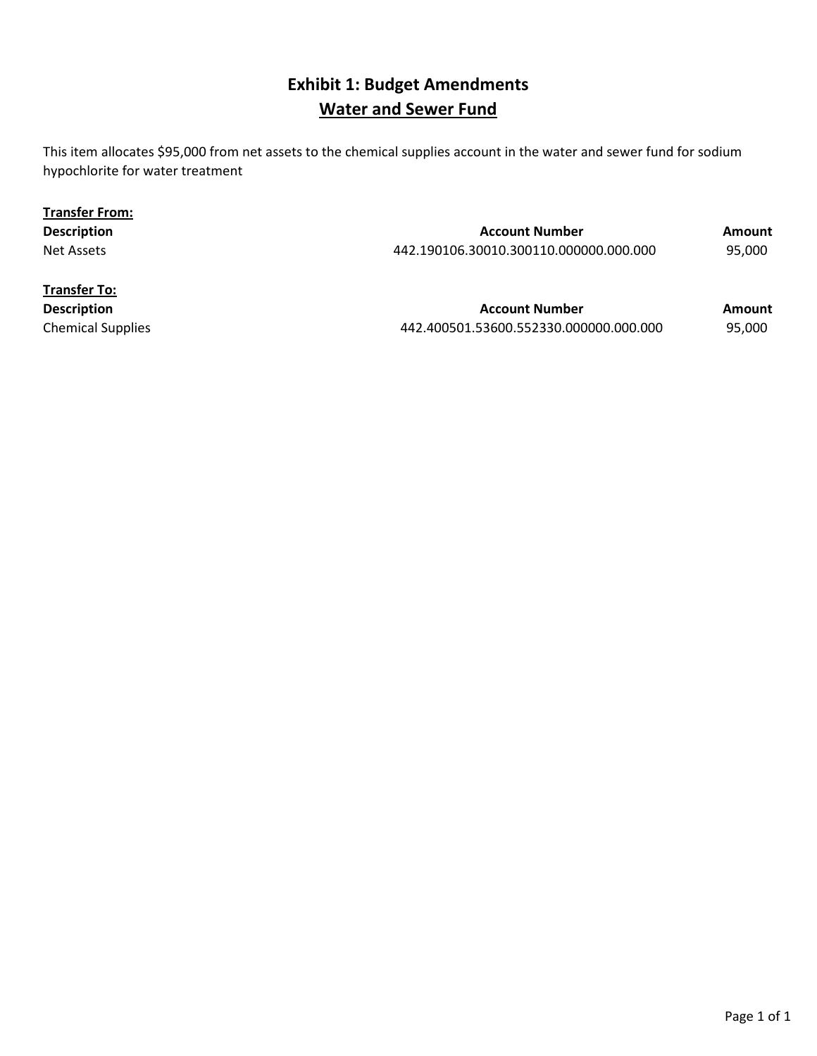# Exhibit 1: Budget Amendments

## Water and Sewer Fund

This item allocates $95,000 from net assets to the chemical supplies account in the water and sewer fund for sodium hypochlorite for water treatment

**Transfer From:**

| Description | Account Number | Amount |
|---|---|---|
| Net Assets | 442.190106.30010.300110.000000.000.000 | 95,000 |

**Transfer To:**

| Description | Account Number | Amount |
|---|---|---|
| Chemical Supplies | 442.400501.53600.552330.000000.000.000 | 95,000 |